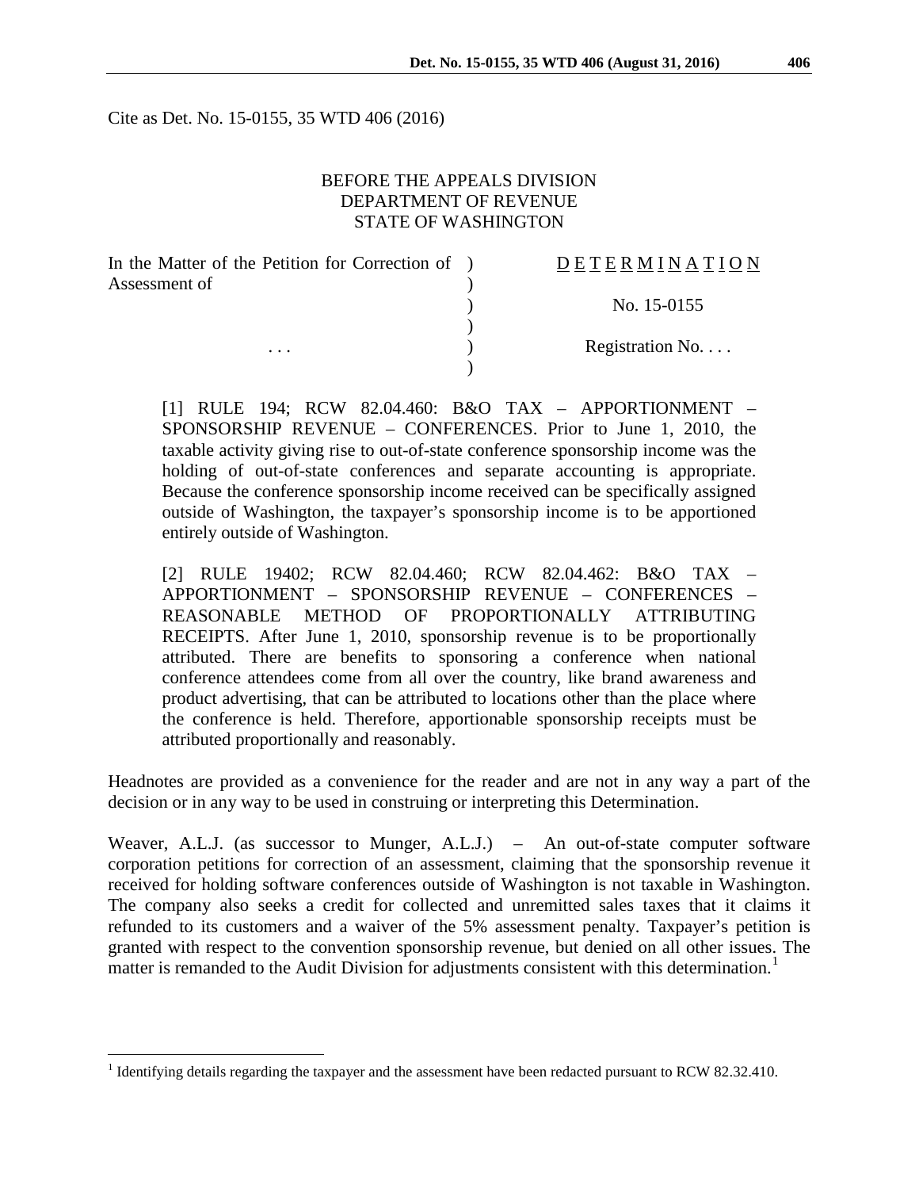Cite as Det. No. 15-0155, 35 WTD 406 (2016)

BEFORE THE APPEALS DIVISION
DEPARTMENT OF REVENUE
STATE OF WASHINGTON

| In the Matter of the Petition for Correction of Assessment of | ) | D E T E R M I N A T I O N |
|---|---|---|
| | ) | No. 15-0155 |
| . . . | ) | Registration No. . . . |

[1] RULE 194; RCW 82.04.460: B&O TAX – APPORTIONMENT – SPONSORSHIP REVENUE – CONFERENCES. Prior to June 1, 2010, the taxable activity giving rise to out-of-state conference sponsorship income was the holding of out-of-state conferences and separate accounting is appropriate. Because the conference sponsorship income received can be specifically assigned outside of Washington, the taxpayer's sponsorship income is to be apportioned entirely outside of Washington.

[2] RULE 19402; RCW 82.04.460; RCW 82.04.462: B&O TAX – APPORTIONMENT – SPONSORSHIP REVENUE – CONFERENCES – REASONABLE METHOD OF PROPORTIONALLY ATTRIBUTING RECEIPTS. After June 1, 2010, sponsorship revenue is to be proportionally attributed. There are benefits to sponsoring a conference when national conference attendees come from all over the country, like brand awareness and product advertising, that can be attributed to locations other than the place where the conference is held. Therefore, apportionable sponsorship receipts must be attributed proportionally and reasonably.

Headnotes are provided as a convenience for the reader and are not in any way a part of the decision or in any way to be used in construing or interpreting this Determination.

Weaver, A.L.J. (as successor to Munger, A.L.J.) – An out-of-state computer software corporation petitions for correction of an assessment, claiming that the sponsorship revenue it received for holding software conferences outside of Washington is not taxable in Washington. The company also seeks a credit for collected and unremitted sales taxes that it claims it refunded to its customers and a waiver of the 5% assessment penalty. Taxpayer's petition is granted with respect to the convention sponsorship revenue, but denied on all other issues. The matter is remanded to the Audit Division for adjustments consistent with this determination.[1]

[1] Identifying details regarding the taxpayer and the assessment have been redacted pursuant to RCW 82.32.410.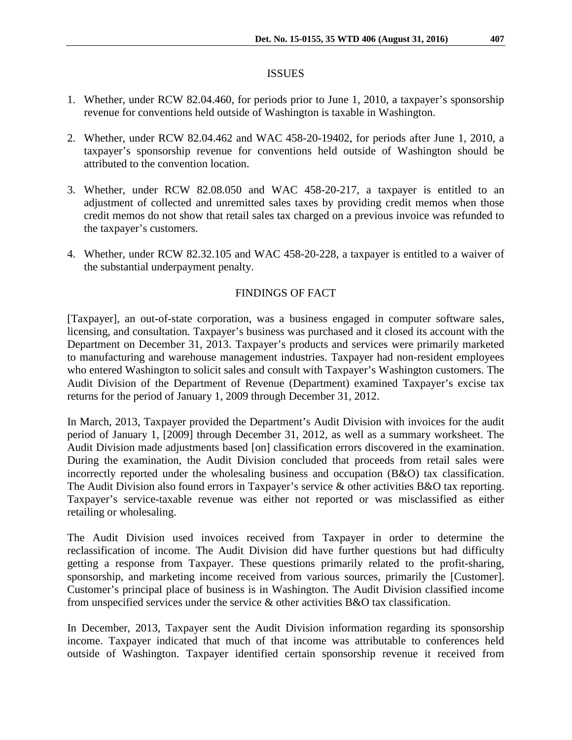## ISSUES

1. Whether, under RCW 82.04.460, for periods prior to June 1, 2010, a taxpayer's sponsorship revenue for conventions held outside of Washington is taxable in Washington.

2. Whether, under RCW 82.04.462 and WAC 458-20-19402, for periods after June 1, 2010, a taxpayer's sponsorship revenue for conventions held outside of Washington should be attributed to the convention location.

3. Whether, under RCW 82.08.050 and WAC 458-20-217, a taxpayer is entitled to an adjustment of collected and unremitted sales taxes by providing credit memos when those credit memos do not show that retail sales tax charged on a previous invoice was refunded to the taxpayer's customers.

4. Whether, under RCW 82.32.105 and WAC 458-20-228, a taxpayer is entitled to a waiver of the substantial underpayment penalty.

## FINDINGS OF FACT

[Taxpayer], an out-of-state corporation, was a business engaged in computer software sales, licensing, and consultation. Taxpayer's business was purchased and it closed its account with the Department on December 31, 2013. Taxpayer's products and services were primarily marketed to manufacturing and warehouse management industries. Taxpayer had non-resident employees who entered Washington to solicit sales and consult with Taxpayer's Washington customers. The Audit Division of the Department of Revenue (Department) examined Taxpayer's excise tax returns for the period of January 1, 2009 through December 31, 2012.

In March, 2013, Taxpayer provided the Department's Audit Division with invoices for the audit period of January 1, [2009] through December 31, 2012, as well as a summary worksheet. The Audit Division made adjustments based [on] classification errors discovered in the examination. During the examination, the Audit Division concluded that proceeds from retail sales were incorrectly reported under the wholesaling business and occupation (B&O) tax classification. The Audit Division also found errors in Taxpayer's service & other activities B&O tax reporting. Taxpayer's service-taxable revenue was either not reported or was misclassified as either retailing or wholesaling.

The Audit Division used invoices received from Taxpayer in order to determine the reclassification of income. The Audit Division did have further questions but had difficulty getting a response from Taxpayer. These questions primarily related to the profit-sharing, sponsorship, and marketing income received from various sources, primarily the [Customer]. Customer's principal place of business is in Washington. The Audit Division classified income from unspecified services under the service & other activities B&O tax classification.

In December, 2013, Taxpayer sent the Audit Division information regarding its sponsorship income. Taxpayer indicated that much of that income was attributable to conferences held outside of Washington. Taxpayer identified certain sponsorship revenue it received from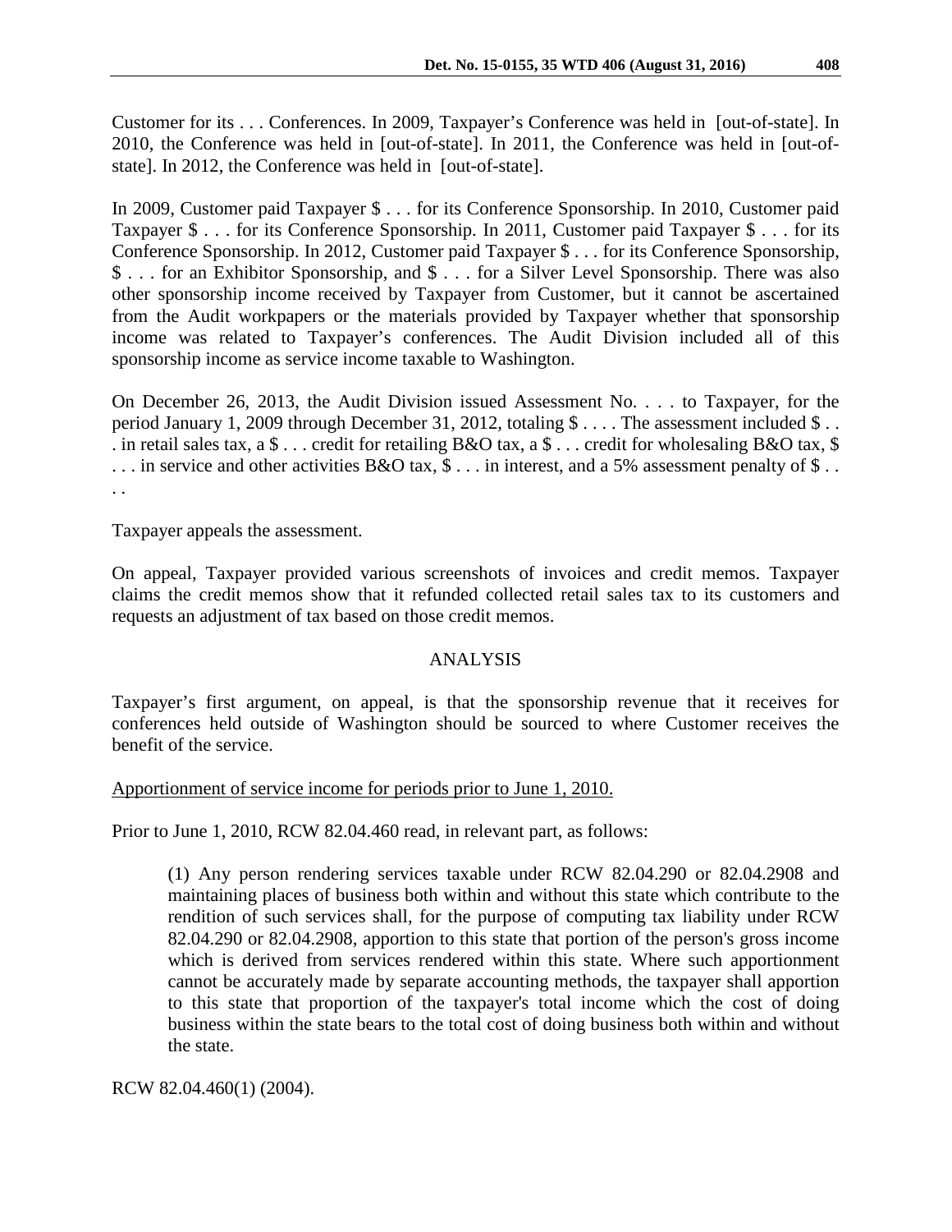Customer for its . . . Conferences. In 2009, Taxpayer's Conference was held in [out-of-state]. In 2010, the Conference was held in [out-of-state]. In 2011, the Conference was held in [out-of-state]. In 2012, the Conference was held in [out-of-state].

In 2009, Customer paid Taxpayer $ . . . for its Conference Sponsorship. In 2010, Customer paid Taxpayer $ . . . for its Conference Sponsorship. In 2011, Customer paid Taxpayer $ . . . for its Conference Sponsorship. In 2012, Customer paid Taxpayer $ . . . for its Conference Sponsorship, $ . . . for an Exhibitor Sponsorship, and $ . . . for a Silver Level Sponsorship. There was also other sponsorship income received by Taxpayer from Customer, but it cannot be ascertained from the Audit workpapers or the materials provided by Taxpayer whether that sponsorship income was related to Taxpayer's conferences. The Audit Division included all of this sponsorship income as service income taxable to Washington.

On December 26, 2013, the Audit Division issued Assessment No. . . . to Taxpayer, for the period January 1, 2009 through December 31, 2012, totaling $ . . . . The assessment included $ . . . in retail sales tax, a $ . . . credit for retailing B&O tax, a $ . . . credit for wholesaling B&O tax, $ . . . in service and other activities B&O tax, $ . . . in interest, and a 5% assessment penalty of $ . . . .

Taxpayer appeals the assessment.

On appeal, Taxpayer provided various screenshots of invoices and credit memos. Taxpayer claims the credit memos show that it refunded collected retail sales tax to its customers and requests an adjustment of tax based on those credit memos.

## ANALYSIS

Taxpayer's first argument, on appeal, is that the sponsorship revenue that it receives for conferences held outside of Washington should be sourced to where Customer receives the benefit of the service.

Apportionment of service income for periods prior to June 1, 2010.

Prior to June 1, 2010, RCW 82.04.460 read, in relevant part, as follows:

> (1) Any person rendering services taxable under RCW 82.04.290 or 82.04.2908 and maintaining places of business both within and without this state which contribute to the rendition of such services shall, for the purpose of computing tax liability under RCW 82.04.290 or 82.04.2908, apportion to this state that portion of the person's gross income which is derived from services rendered within this state. Where such apportionment cannot be accurately made by separate accounting methods, the taxpayer shall apportion to this state that proportion of the taxpayer's total income which the cost of doing business within the state bears to the total cost of doing business both within and without the state.

RCW 82.04.460(1) (2004).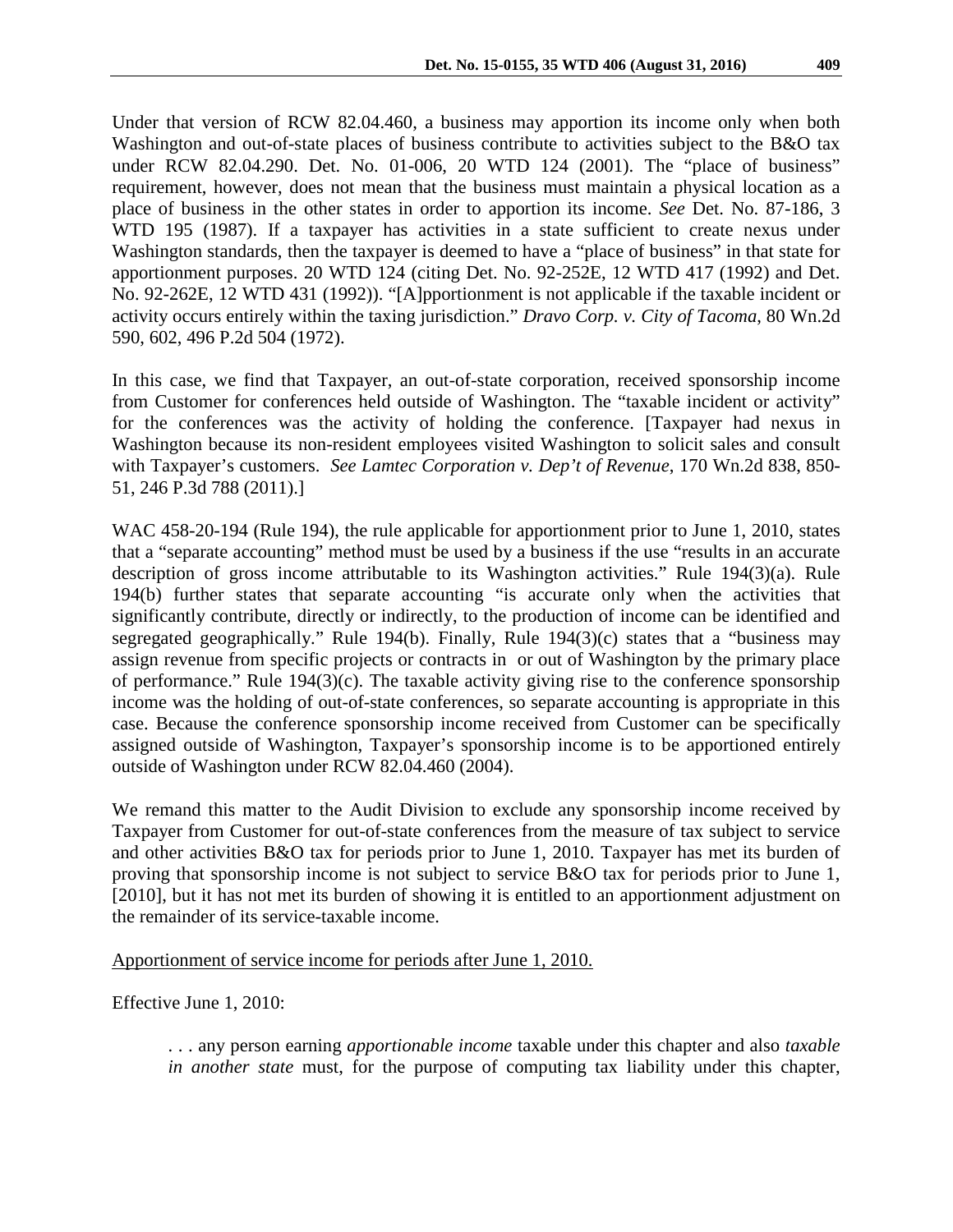Under that version of RCW 82.04.460, a business may apportion its income only when both Washington and out-of-state places of business contribute to activities subject to the B&O tax under RCW 82.04.290. Det. No. 01-006, 20 WTD 124 (2001). The "place of business" requirement, however, does not mean that the business must maintain a physical location as a place of business in the other states in order to apportion its income. *See* Det. No. 87-186, 3 WTD 195 (1987). If a taxpayer has activities in a state sufficient to create nexus under Washington standards, then the taxpayer is deemed to have a "place of business" in that state for apportionment purposes. 20 WTD 124 (citing Det. No. 92-252E, 12 WTD 417 (1992) and Det. No. 92-262E, 12 WTD 431 (1992)). "[A]pportionment is not applicable if the taxable incident or activity occurs entirely within the taxing jurisdiction." *Dravo Corp. v. City of Tacoma*, 80 Wn.2d 590, 602, 496 P.2d 504 (1972).

In this case, we find that Taxpayer, an out-of-state corporation, received sponsorship income from Customer for conferences held outside of Washington. The "taxable incident or activity" for the conferences was the activity of holding the conference. [Taxpayer had nexus in Washington because its non-resident employees visited Washington to solicit sales and consult with Taxpayer's customers. *See Lamtec Corporation v. Dep't of Revenue*, 170 Wn.2d 838, 850-51, 246 P.3d 788 (2011).]

WAC 458-20-194 (Rule 194), the rule applicable for apportionment prior to June 1, 2010, states that a "separate accounting" method must be used by a business if the use "results in an accurate description of gross income attributable to its Washington activities." Rule 194(3)(a). Rule 194(b) further states that separate accounting "is accurate only when the activities that significantly contribute, directly or indirectly, to the production of income can be identified and segregated geographically." Rule 194(b). Finally, Rule 194(3)(c) states that a "business may assign revenue from specific projects or contracts in or out of Washington by the primary place of performance." Rule 194(3)(c). The taxable activity giving rise to the conference sponsorship income was the holding of out-of-state conferences, so separate accounting is appropriate in this case. Because the conference sponsorship income received from Customer can be specifically assigned outside of Washington, Taxpayer's sponsorship income is to be apportioned entirely outside of Washington under RCW 82.04.460 (2004).

We remand this matter to the Audit Division to exclude any sponsorship income received by Taxpayer from Customer for out-of-state conferences from the measure of tax subject to service and other activities B&O tax for periods prior to June 1, 2010. Taxpayer has met its burden of proving that sponsorship income is not subject to service B&O tax for periods prior to June 1, [2010], but it has not met its burden of showing it is entitled to an apportionment adjustment on the remainder of its service-taxable income.

<u>Apportionment of service income for periods after June 1, 2010.</u>

Effective June 1, 2010:

> . . . any person earning *apportionable income* taxable under this chapter and also *taxable in another state* must, for the purpose of computing tax liability under this chapter,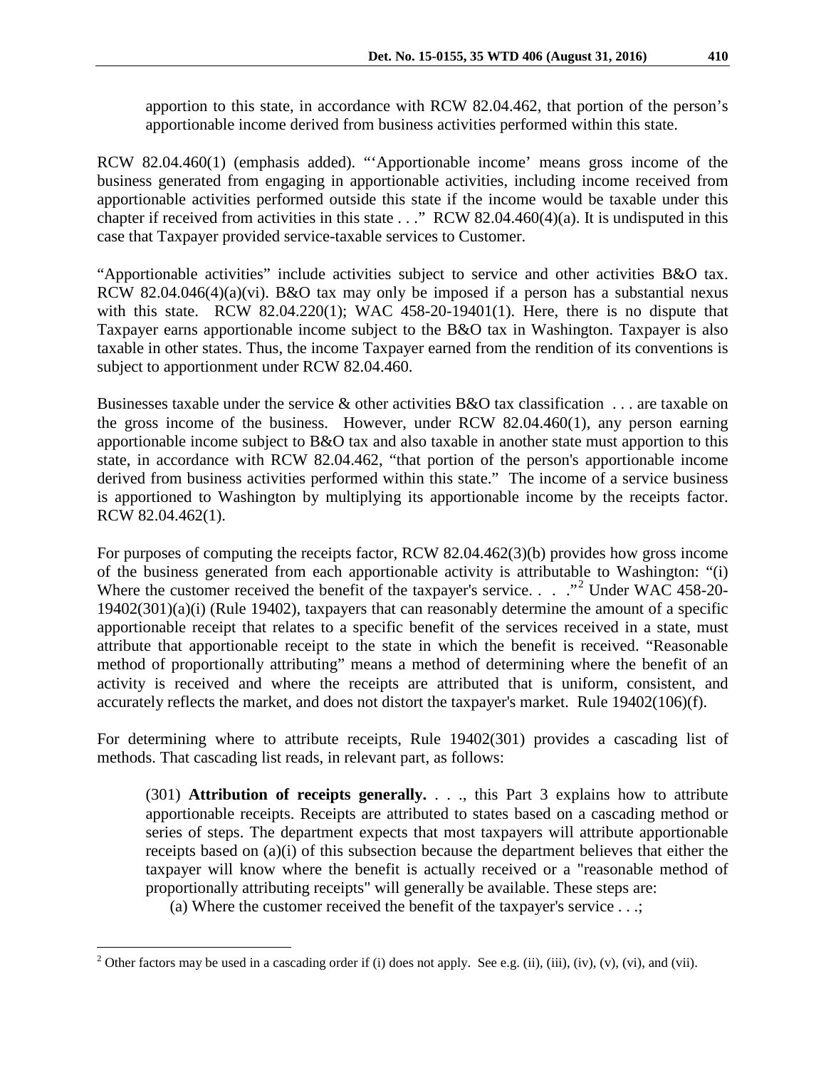apportion to this state, in accordance with RCW 82.04.462, that portion of the person's apportionable income derived from business activities performed within this state.

RCW 82.04.460(1) (emphasis added). "'Apportionable income' means gross income of the business generated from engaging in apportionable activities, including income received from apportionable activities performed outside this state if the income would be taxable under this chapter if received from activities in this state . . ." RCW 82.04.460(4)(a). It is undisputed in this case that Taxpayer provided service-taxable services to Customer.

"Apportionable activities" include activities subject to service and other activities B&O tax. RCW 82.04.046(4)(a)(vi). B&O tax may only be imposed if a person has a substantial nexus with this state. RCW 82.04.220(1); WAC 458-20-19401(1). Here, there is no dispute that Taxpayer earns apportionable income subject to the B&O tax in Washington. Taxpayer is also taxable in other states. Thus, the income Taxpayer earned from the rendition of its conventions is subject to apportionment under RCW 82.04.460.

Businesses taxable under the service & other activities B&O tax classification . . . are taxable on the gross income of the business. However, under RCW 82.04.460(1), any person earning apportionable income subject to B&O tax and also taxable in another state must apportion to this state, in accordance with RCW 82.04.462, "that portion of the person's apportionable income derived from business activities performed within this state." The income of a service business is apportioned to Washington by multiplying its apportionable income by the receipts factor. RCW 82.04.462(1).

For purposes of computing the receipts factor, RCW 82.04.462(3)(b) provides how gross income of the business generated from each apportionable activity is attributable to Washington: "(i) Where the customer received the benefit of the taxpayer's service. . . ."[2] Under WAC 458-20-19402(301)(a)(i) (Rule 19402), taxpayers that can reasonably determine the amount of a specific apportionable receipt that relates to a specific benefit of the services received in a state, must attribute that apportionable receipt to the state in which the benefit is received. "Reasonable method of proportionally attributing" means a method of determining where the benefit of an activity is received and where the receipts are attributed that is uniform, consistent, and accurately reflects the market, and does not distort the taxpayer's market. Rule 19402(106)(f).

For determining where to attribute receipts, Rule 19402(301) provides a cascading list of methods. That cascading list reads, in relevant part, as follows:

> (301) **Attribution of receipts generally.** . . ., this Part 3 explains how to attribute apportionable receipts. Receipts are attributed to states based on a cascading method or series of steps. The department expects that most taxpayers will attribute apportionable receipts based on (a)(i) of this subsection because the department believes that either the taxpayer will know where the benefit is actually received or a "reasonable method of proportionally attributing receipts" will generally be available. These steps are:
>
> (a) Where the customer received the benefit of the taxpayer's service . . .;

[2] Other factors may be used in a cascading order if (i) does not apply. See e.g. (ii), (iii), (iv), (v), (vi), and (vii).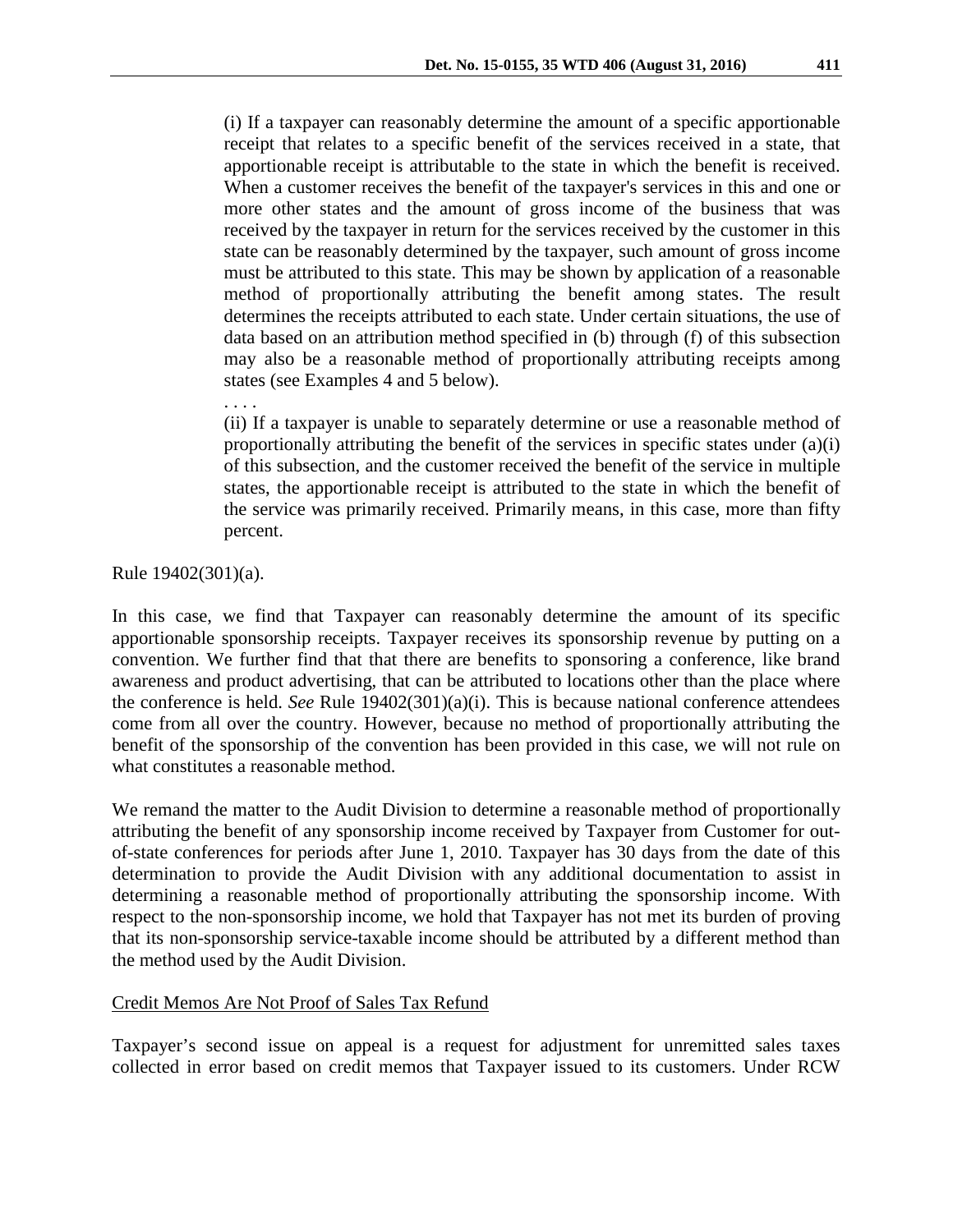> (i) If a taxpayer can reasonably determine the amount of a specific apportionable receipt that relates to a specific benefit of the services received in a state, that apportionable receipt is attributable to the state in which the benefit is received. When a customer receives the benefit of the taxpayer's services in this and one or more other states and the amount of gross income of the business that was received by the taxpayer in return for the services received by the customer in this state can be reasonably determined by the taxpayer, such amount of gross income must be attributed to this state. This may be shown by application of a reasonable method of proportionally attributing the benefit among states. The result determines the receipts attributed to each state. Under certain situations, the use of data based on an attribution method specified in (b) through (f) of this subsection may also be a reasonable method of proportionally attributing receipts among states (see Examples 4 and 5 below).
>
> . . . .
>
> (ii) If a taxpayer is unable to separately determine or use a reasonable method of proportionally attributing the benefit of the services in specific states under (a)(i) of this subsection, and the customer received the benefit of the service in multiple states, the apportionable receipt is attributed to the state in which the benefit of the service was primarily received. Primarily means, in this case, more than fifty percent.

Rule 19402(301)(a).

In this case, we find that Taxpayer can reasonably determine the amount of its specific apportionable sponsorship receipts. Taxpayer receives its sponsorship revenue by putting on a convention. We further find that that there are benefits to sponsoring a conference, like brand awareness and product advertising, that can be attributed to locations other than the place where the conference is held. *See* Rule 19402(301)(a)(i). This is because national conference attendees come from all over the country. However, because no method of proportionally attributing the benefit of the sponsorship of the convention has been provided in this case, we will not rule on what constitutes a reasonable method.

We remand the matter to the Audit Division to determine a reasonable method of proportionally attributing the benefit of any sponsorship income received by Taxpayer from Customer for out-of-state conferences for periods after June 1, 2010. Taxpayer has 30 days from the date of this determination to provide the Audit Division with any additional documentation to assist in determining a reasonable method of proportionally attributing the sponsorship income. With respect to the non-sponsorship income, we hold that Taxpayer has not met its burden of proving that its non-sponsorship service-taxable income should be attributed by a different method than the method used by the Audit Division.

<u>Credit Memos Are Not Proof of Sales Tax Refund</u>

Taxpayer's second issue on appeal is a request for adjustment for unremitted sales taxes collected in error based on credit memos that Taxpayer issued to its customers. Under RCW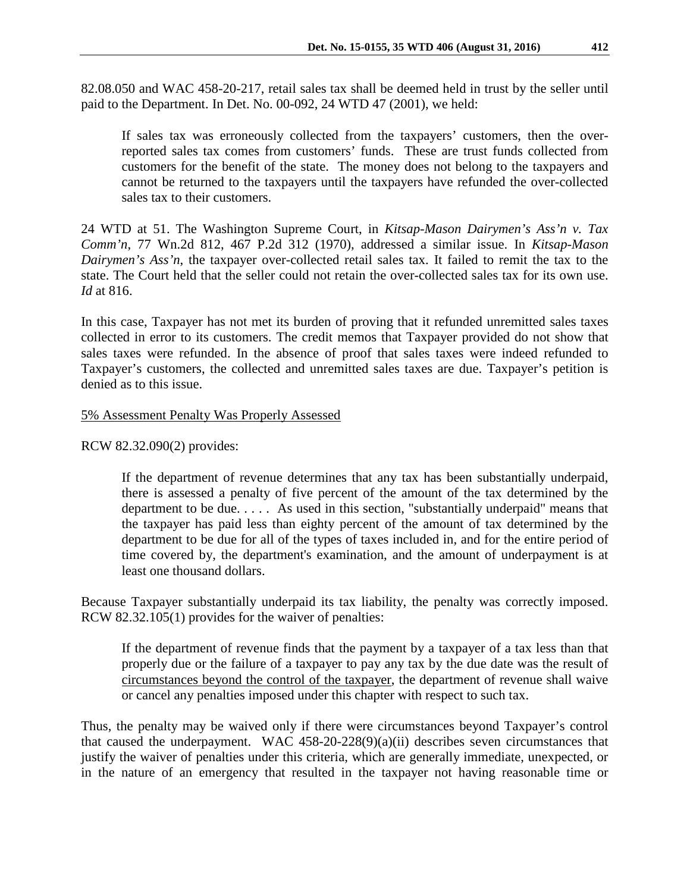82.08.050 and WAC 458-20-217, retail sales tax shall be deemed held in trust by the seller until paid to the Department. In Det. No. 00-092, 24 WTD 47 (2001), we held:

> If sales tax was erroneously collected from the taxpayers' customers, then the over-reported sales tax comes from customers' funds. These are trust funds collected from customers for the benefit of the state. The money does not belong to the taxpayers and cannot be returned to the taxpayers until the taxpayers have refunded the over-collected sales tax to their customers.

24 WTD at 51. The Washington Supreme Court, in *Kitsap-Mason Dairymen's Ass'n v. Tax Comm'n*, 77 Wn.2d 812, 467 P.2d 312 (1970), addressed a similar issue. In *Kitsap-Mason Dairymen's Ass'n*, the taxpayer over-collected retail sales tax. It failed to remit the tax to the state. The Court held that the seller could not retain the over-collected sales tax for its own use. *Id* at 816.

In this case, Taxpayer has not met its burden of proving that it refunded unremitted sales taxes collected in error to its customers. The credit memos that Taxpayer provided do not show that sales taxes were refunded. In the absence of proof that sales taxes were indeed refunded to Taxpayer's customers, the collected and unremitted sales taxes are due. Taxpayer's petition is denied as to this issue.

<u>5% Assessment Penalty Was Properly Assessed</u>

RCW 82.32.090(2) provides:

> If the department of revenue determines that any tax has been substantially underpaid, there is assessed a penalty of five percent of the amount of the tax determined by the department to be due. . . . . As used in this section, "substantially underpaid" means that the taxpayer has paid less than eighty percent of the amount of tax determined by the department to be due for all of the types of taxes included in, and for the entire period of time covered by, the department's examination, and the amount of underpayment is at least one thousand dollars.

Because Taxpayer substantially underpaid its tax liability, the penalty was correctly imposed. RCW 82.32.105(1) provides for the waiver of penalties:

> If the department of revenue finds that the payment by a taxpayer of a tax less than that properly due or the failure of a taxpayer to pay any tax by the due date was the result of <u>circumstances beyond the control of the taxpayer</u>, the department of revenue shall waive or cancel any penalties imposed under this chapter with respect to such tax.

Thus, the penalty may be waived only if there were circumstances beyond Taxpayer's control that caused the underpayment. WAC 458-20-228(9)(a)(ii) describes seven circumstances that justify the waiver of penalties under this criteria, which are generally immediate, unexpected, or in the nature of an emergency that resulted in the taxpayer not having reasonable time or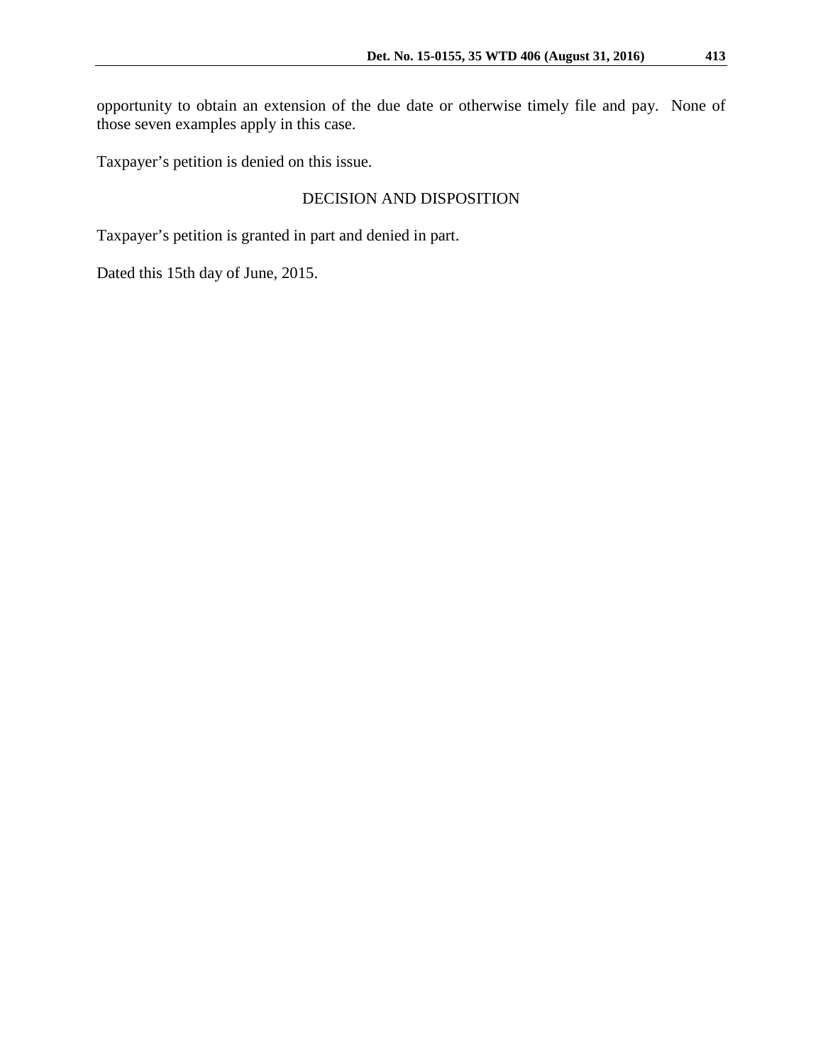opportunity to obtain an extension of the due date or otherwise timely file and pay. None of those seven examples apply in this case.

Taxpayer's petition is denied on this issue.

## DECISION AND DISPOSITION

Taxpayer's petition is granted in part and denied in part.

Dated this 15th day of June, 2015.